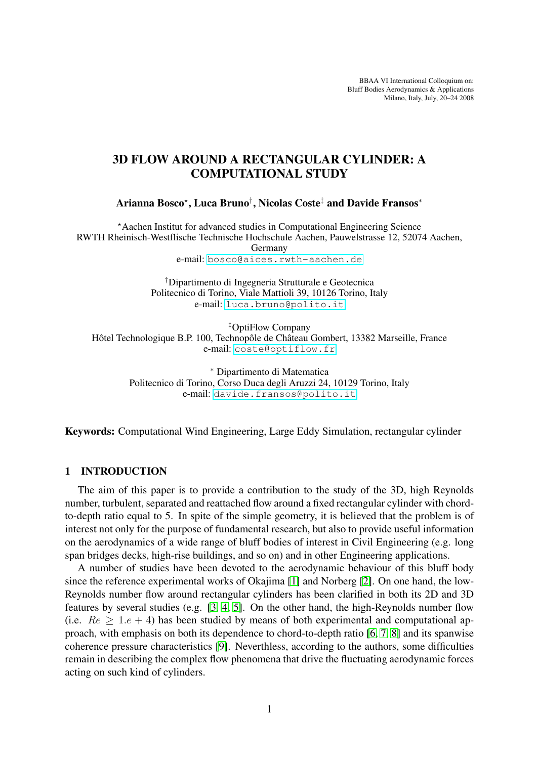BBAA VI International Colloquium on:
Bluff Bodies Aerodynamics & Applications
Milano, Italy, July, 20–24 2008

# 3D FLOW AROUND A RECTANGULAR CYLINDER: A COMPUTATIONAL STUDY

**Arianna Bosco***, **Luca Bruno**†, **Nicolas Coste**‡ **and Davide Fransos***

*Aachen Institut for advanced studies in Computational Engineering Science
RWTH Rheinisch-Westflische Technische Hochschule Aachen, Pauwelstrasse 12, 52074 Aachen, Germany
e-mail: bosco@aices.rwth-aachen.de

†Dipartimento di Ingegneria Strutturale e Geotecnica
Politecnico di Torino, Viale Mattioli 39, 10126 Torino, Italy
e-mail: luca.bruno@polito.it

‡OptiFlow Company
Hôtel Technologique B.P. 100, Technopôle de Château Gombert, 13382 Marseille, France
e-mail: coste@optiflow.fr

* Dipartimento di Matematica
Politecnico di Torino, Corso Duca degli Aruzzi 24, 10129 Torino, Italy
e-mail: davide.fransos@polito.it

**Keywords:** Computational Wind Engineering, Large Eddy Simulation, rectangular cylinder

## 1 INTRODUCTION

The aim of this paper is to provide a contribution to the study of the 3D, high Reynolds number, turbulent, separated and reattached flow around a fixed rectangular cylinder with chord-to-depth ratio equal to 5. In spite of the simple geometry, it is believed that the problem is of interest not only for the purpose of fundamental research, but also to provide useful information on the aerodynamics of a wide range of bluff bodies of interest in Civil Engineering (e.g. long span bridges decks, high-rise buildings, and so on) and in other Engineering applications.

A number of studies have been devoted to the aerodynamic behaviour of this bluff body since the reference experimental works of Okajima [1] and Norberg [2]. On one hand, the low-Reynolds number flow around rectangular cylinders has been clarified in both its 2D and 3D features by several studies (e.g. [3, 4, 5]. On the other hand, the high-Reynolds number flow (i.e. $Re \geq 1.e+4$) has been studied by means of both experimental and computational approach, with emphasis on both its dependence to chord-to-depth ratio [6, 7, 8] and its spanwise coherence pressure characteristics [9]. Neverthless, according to the authors, some difficulties remain in describing the complex flow phenomena that drive the fluctuating aerodynamic forces acting on such kind of cylinders.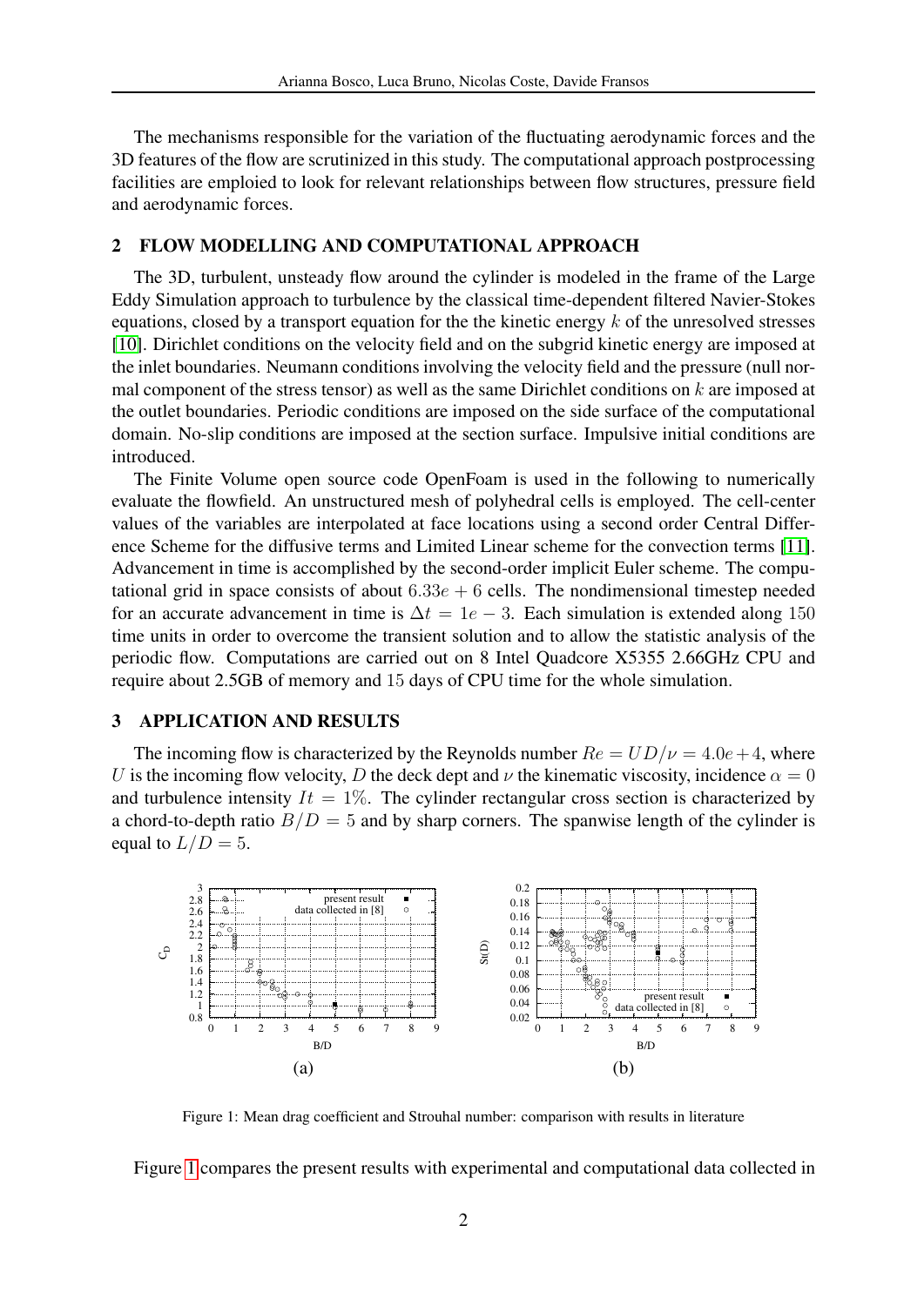The mechanisms responsible for the variation of the fluctuating aerodynamic forces and the 3D features of the flow are scrutinized in this study. The computational approach postprocessing facilities are emploied to look for relevant relationships between flow structures, pressure field and aerodynamic forces.

## 2 FLOW MODELLING AND COMPUTATIONAL APPROACH

The 3D, turbulent, unsteady flow around the cylinder is modeled in the frame of the Large Eddy Simulation approach to turbulence by the classical time-dependent filtered Navier-Stokes equations, closed by a transport equation for the the kinetic energy $k$ of the unresolved stresses [10]. Dirichlet conditions on the velocity field and on the subgrid kinetic energy are imposed at the inlet boundaries. Neumann conditions involving the velocity field and the pressure (null normal component of the stress tensor) as well as the same Dirichlet conditions on $k$ are imposed at the outlet boundaries. Periodic conditions are imposed on the side surface of the computational domain. No-slip conditions are imposed at the section surface. Impulsive initial conditions are introduced.

The Finite Volume open source code OpenFoam is used in the following to numerically evaluate the flowfield. An unstructured mesh of polyhedral cells is employed. The cell-center values of the variables are interpolated at face locations using a second order Central Difference Scheme for the diffusive terms and Limited Linear scheme for the convection terms [11]. Advancement in time is accomplished by the second-order implicit Euler scheme. The computational grid in space consists of about $6.33e + 6$ cells. The nondimensional timestep needed for an accurate advancement in time is $\Delta t = 1e - 3$. Each simulation is extended along $150$ time units in order to overcome the transient solution and to allow the statistic analysis of the periodic flow. Computations are carried out on 8 Intel Quadcore X5355 2.66GHz CPU and require about 2.5GB of memory and $15$ days of CPU time for the whole simulation.

## 3 APPLICATION AND RESULTS

The incoming flow is characterized by the Reynolds number $Re = UD/\nu = 4.0e+4$, where $U$ is the incoming flow velocity, $D$ the deck dept and $\nu$ the kinematic viscosity, incidence $\alpha = 0$ and turbulence intensity $It = 1\%$. The cylinder rectangular cross section is characterized by a chord-to-depth ratio $B/D = 5$ and by sharp corners. The spanwise length of the cylinder is equal to $L/D = 5$.

(a) (b)

Figure 1: Mean drag coefficient and Strouhal number: comparison with results in literature

Figure 1 compares the present results with experimental and computational data collected in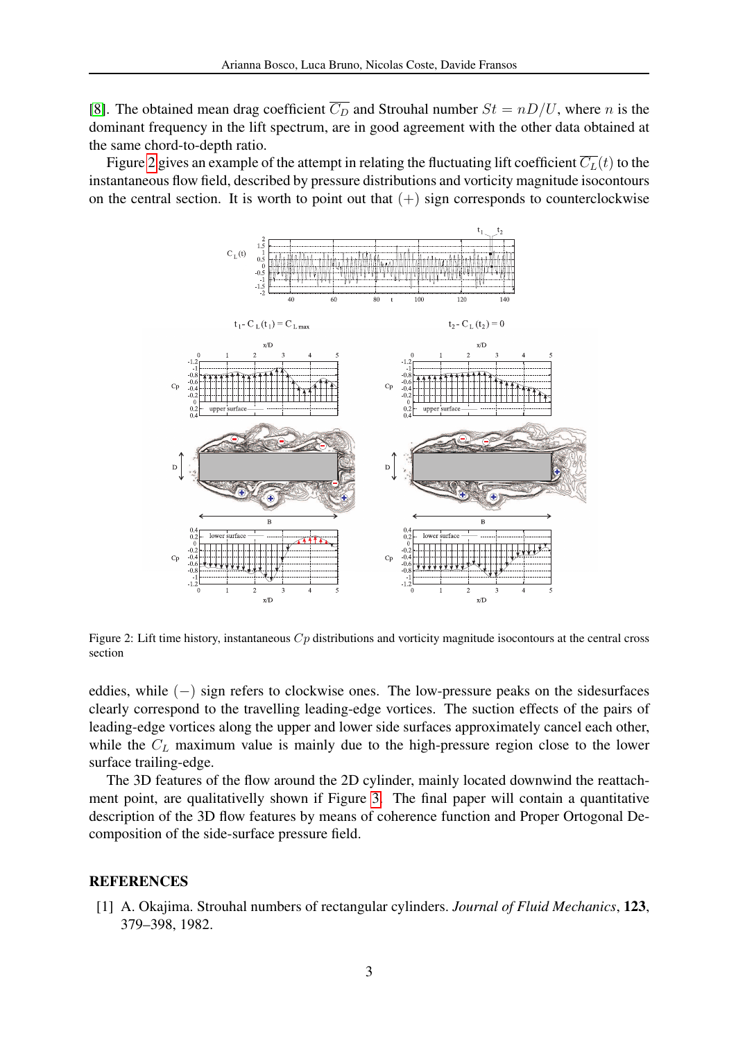[8]. The obtained mean drag coefficient $\overline{C_D}$ and Strouhal number $St = nD/U$, where $n$ is the dominant frequency in the lift spectrum, are in good agreement with the other data obtained at the same chord-to-depth ratio.

Figure 2 gives an example of the attempt in relating the fluctuating lift coefficient $\overline{C_L}(t)$ to the instantaneous flow field, described by pressure distributions and vorticity magnitude isocontours on the central section. It is worth to point out that $(+)$ sign corresponds to counterclockwise eddies, while $(-)$ sign refers to clockwise ones. The low-pressure peaks on the sidesurfaces clearly correspond to the travelling leading-edge vortices. The suction effects of the pairs of leading-edge vortices along the upper and lower side surfaces approximately cancel each other, while the $C_L$ maximum value is mainly due to the high-pressure region close to the lower surface trailing-edge.

Figure 2: Lift time history, instantaneous $Cp$ distributions and vorticity magnitude isocontours at the central cross section

The 3D features of the flow around the 2D cylinder, mainly located downwind the reattachment point, are qualitativelly shown if Figure 3. The final paper will contain a quantitative description of the 3D flow features by means of coherence function and Proper Ortogonal Decomposition of the side-surface pressure field.

## REFERENCES

[1] A. Okajima. Strouhal numbers of rectangular cylinders. *Journal of Fluid Mechanics*, **123**, 379–398, 1982.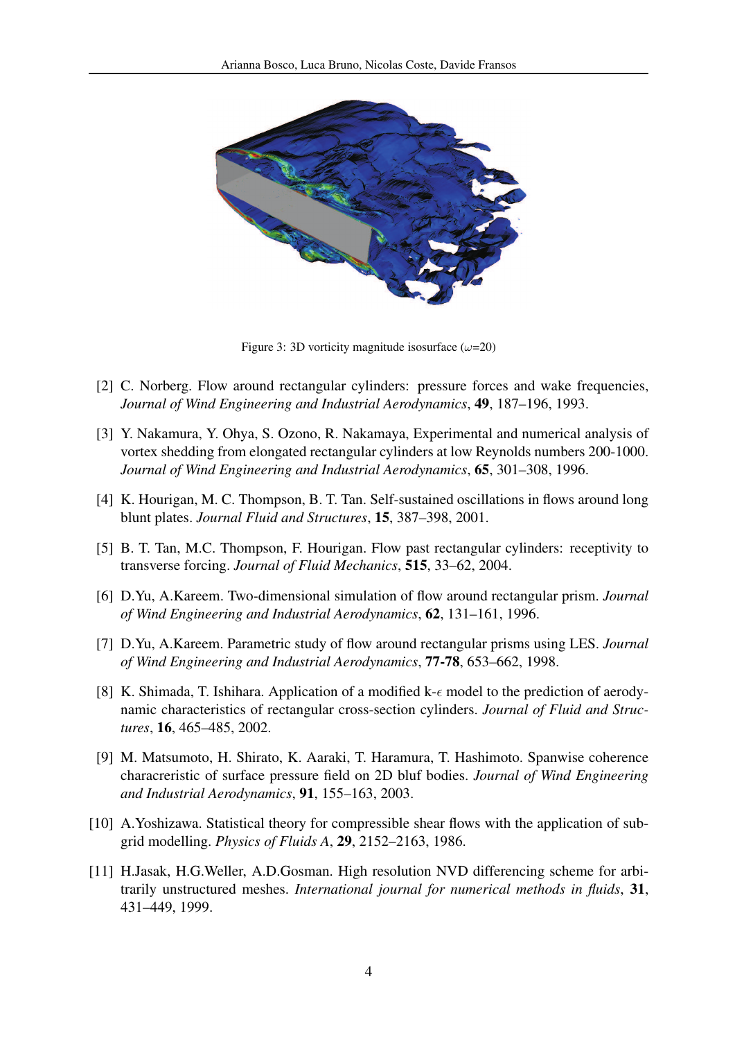Figure 3: 3D vorticity magnitude isosurface ($\omega$=20)

[2] C. Norberg. Flow around rectangular cylinders: pressure forces and wake frequencies, *Journal of Wind Engineering and Industrial Aerodynamics*, **49**, 187–196, 1993.

[3] Y. Nakamura, Y. Ohya, S. Ozono, R. Nakamaya, Experimental and numerical analysis of vortex shedding from elongated rectangular cylinders at low Reynolds numbers 200-1000. *Journal of Wind Engineering and Industrial Aerodynamics*, **65**, 301–308, 1996.

[4] K. Hourigan, M. C. Thompson, B. T. Tan. Self-sustained oscillations in flows around long blunt plates. *Journal Fluid and Structures*, **15**, 387–398, 2001.

[5] B. T. Tan, M.C. Thompson, F. Hourigan. Flow past rectangular cylinders: receptivity to transverse forcing. *Journal of Fluid Mechanics*, **515**, 33–62, 2004.

[6] D.Yu, A.Kareem. Two-dimensional simulation of flow around rectangular prism. *Journal of Wind Engineering and Industrial Aerodynamics*, **62**, 131–161, 1996.

[7] D.Yu, A.Kareem. Parametric study of flow around rectangular prisms using LES. *Journal of Wind Engineering and Industrial Aerodynamics*, **77-78**, 653–662, 1998.

[8] K. Shimada, T. Ishihara. Application of a modified k-$\epsilon$ model to the prediction of aerodynamic characteristics of rectangular cross-section cylinders. *Journal of Fluid and Structures*, **16**, 465–485, 2002.

[9] M. Matsumoto, H. Shirato, K. Aaraki, T. Haramura, T. Hashimoto. Spanwise coherence characreristic of surface pressure field on 2D bluf bodies. *Journal of Wind Engineering and Industrial Aerodynamics*, **91**, 155–163, 2003.

[10] A.Yoshizawa. Statistical theory for compressible shear flows with the application of subgrid modelling. *Physics of Fluids A*, **29**, 2152–2163, 1986.

[11] H.Jasak, H.G.Weller, A.D.Gosman. High resolution NVD differencing scheme for arbitrarily unstructured meshes. *International journal for numerical methods in fluids*, **31**, 431–449, 1999.